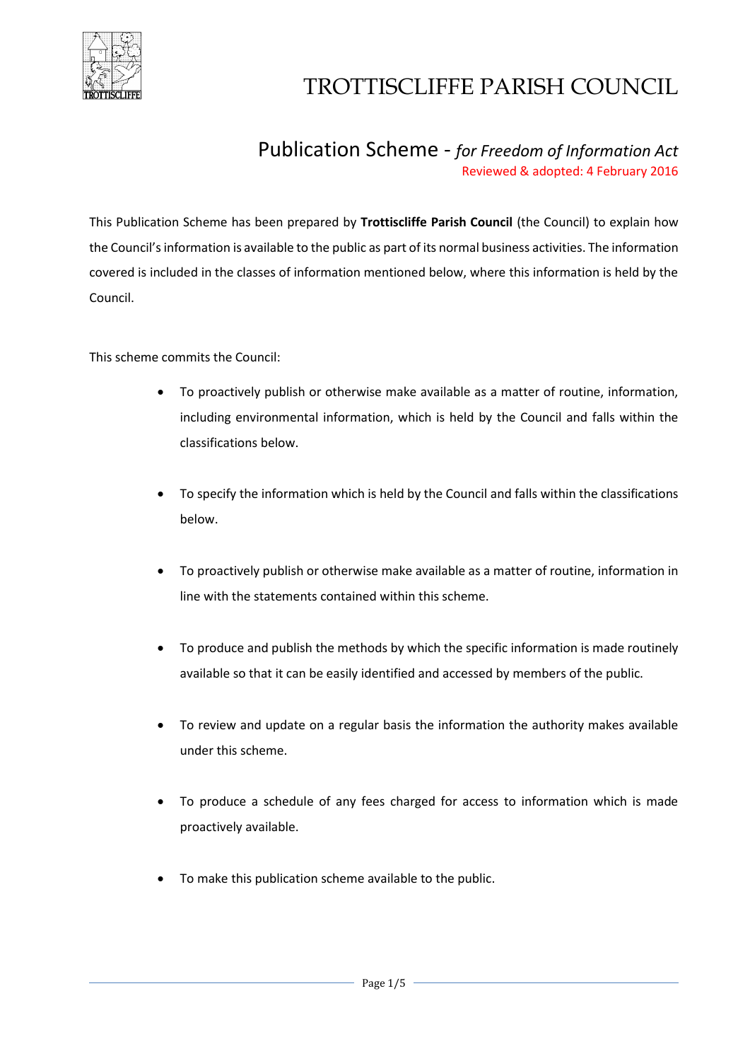# TROTTISCLIFFE PARISH COUNCIL

## Publication Scheme - *for Freedom of Information Act*

Reviewed & adopted: 4 February 2016

This Publication Scheme has been prepared by **Trottiscliffe Parish Council** (the Council) to explain how the Council's information is available to the public as part of its normal business activities. The information covered is included in the classes of information mentioned below, where this information is held by the Council.

This scheme commits the Council:

- To proactively publish or otherwise make available as a matter of routine, information, including environmental information, which is held by the Council and falls within the classifications below.
- To specify the information which is held by the Council and falls within the classifications below.
- To proactively publish or otherwise make available as a matter of routine, information in line with the statements contained within this scheme.
- To produce and publish the methods by which the specific information is made routinely available so that it can be easily identified and accessed by members of the public.
- To review and update on a regular basis the information the authority makes available under this scheme.
- To produce a schedule of any fees charged for access to information which is made proactively available.
- To make this publication scheme available to the public.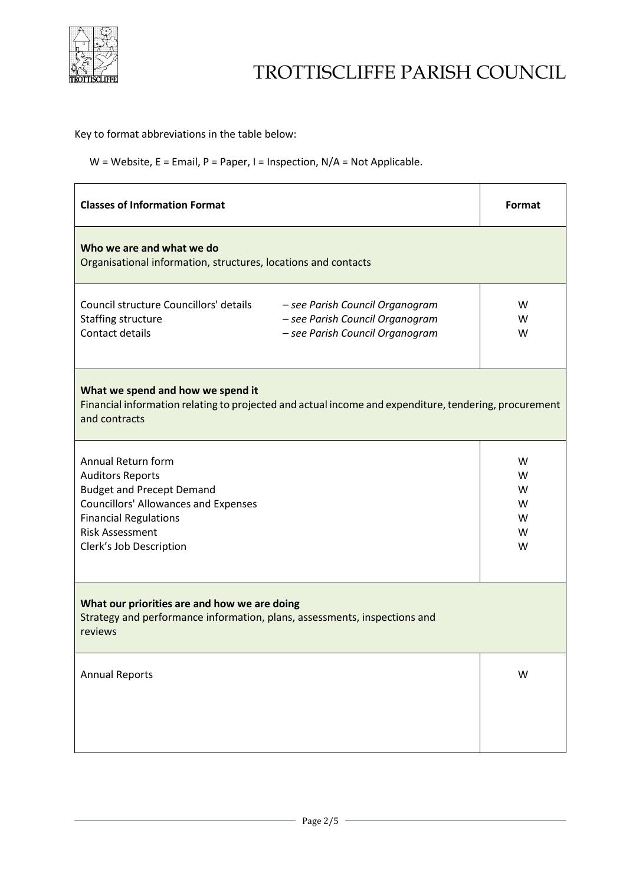Key to format abbreviations in the table below:

W = Website, E = Email, P = Paper, I = Inspection, N/A = Not Applicable.

| Classes of Information Format | | Format |
|---|---|---|
| **Who we are and what we do**<br>Organisational information, structures, locations and contacts | | |
| Council structure Councillors' details | *– see Parish Council Organogram* | W |
| Staffing structure | *– see Parish Council Organogram* | W |
| Contact details | *– see Parish Council Organogram* | W |
| **What we spend and how we spend it**<br>Financial information relating to projected and actual income and expenditure, tendering, procurement and contracts | | |
| Annual Return form | | W |
| Auditors Reports | | W |
| Budget and Precept Demand | | W |
| Councillors' Allowances and Expenses | | W |
| Financial Regulations | | W |
| Risk Assessment | | W |
| Clerk's Job Description | | W |
| **What our priorities are and how we are doing**<br>Strategy and performance information, plans, assessments, inspections and reviews | | |
| Annual Reports | | W |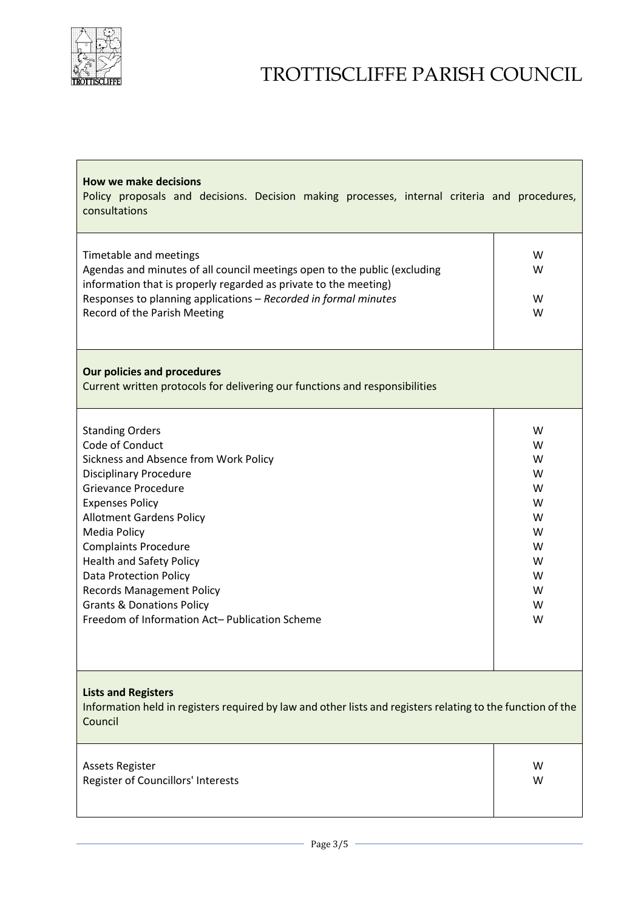| **How we make decisions**<br>Policy proposals and decisions. Decision making processes, internal criteria and procedures, consultations | |
| --- | --- |
| Timetable and meetings<br>Agendas and minutes of all council meetings open to the public (excluding information that is properly regarded as private to the meeting)<br>Responses to planning applications – *Recorded in formal minutes*<br>Record of the Parish Meeting | W<br>W<br><br>W<br>W |

| **Our policies and procedures**<br>Current written protocols for delivering our functions and responsibilities | |
| --- | --- |
| Standing Orders<br>Code of Conduct<br>Sickness and Absence from Work Policy<br>Disciplinary Procedure<br>Grievance Procedure<br>Expenses Policy<br>Allotment Gardens Policy<br>Media Policy<br>Complaints Procedure<br>Health and Safety Policy<br>Data Protection Policy<br>Records Management Policy<br>Grants & Donations Policy<br>Freedom of Information Act– Publication Scheme | W<br>W<br>W<br>W<br>W<br>W<br>W<br>W<br>W<br>W<br>W<br>W<br>W<br>W |

| **Lists and Registers**<br>Information held in registers required by law and other lists and registers relating to the function of the Council | |
| --- | --- |
| Assets Register<br>Register of Councillors' Interests | W<br>W |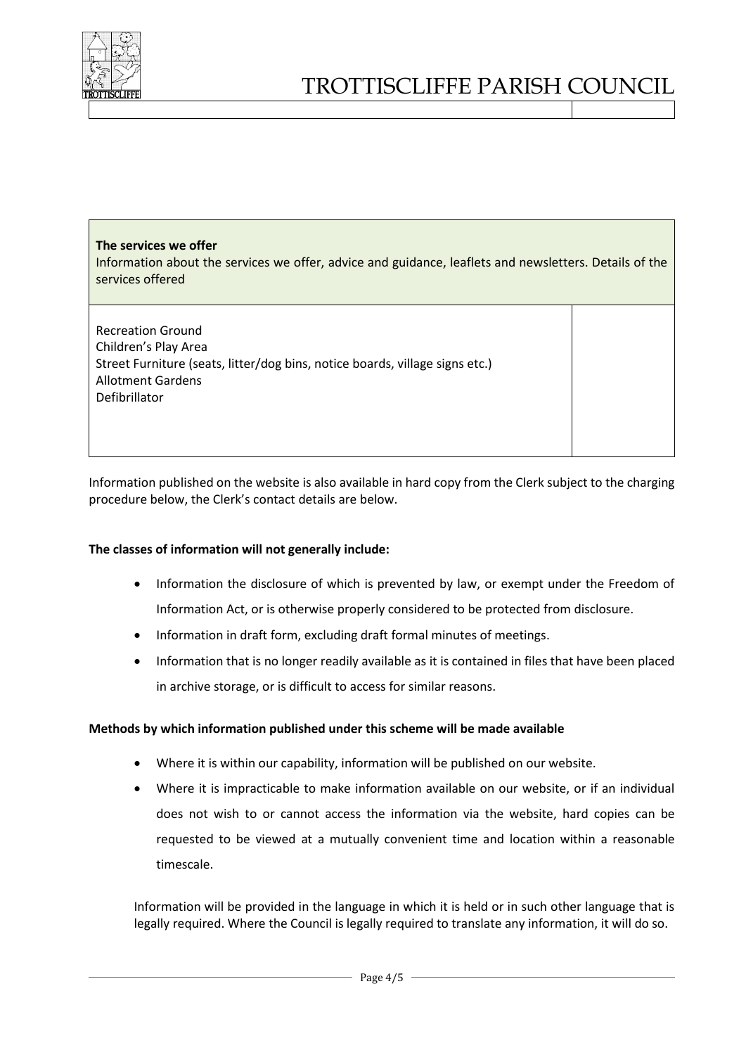| **The services we offer**<br>Information about the services we offer, advice and guidance, leaflets and newsletters. Details of the services offered | |
|---|---|
| Recreation Ground<br>Children's Play Area<br>Street Furniture (seats, litter/dog bins, notice boards, village signs etc.)<br>Allotment Gardens<br>Defibrillator | |

Information published on the website is also available in hard copy from the Clerk subject to the charging procedure below, the Clerk's contact details are below.

**The classes of information will not generally include:**

- Information the disclosure of which is prevented by law, or exempt under the Freedom of Information Act, or is otherwise properly considered to be protected from disclosure.
- Information in draft form, excluding draft formal minutes of meetings.
- Information that is no longer readily available as it is contained in files that have been placed in archive storage, or is difficult to access for similar reasons.

**Methods by which information published under this scheme will be made available**

- Where it is within our capability, information will be published on our website.
- Where it is impracticable to make information available on our website, or if an individual does not wish to or cannot access the information via the website, hard copies can be requested to be viewed at a mutually convenient time and location within a reasonable timescale.

Information will be provided in the language in which it is held or in such other language that is legally required. Where the Council is legally required to translate any information, it will do so.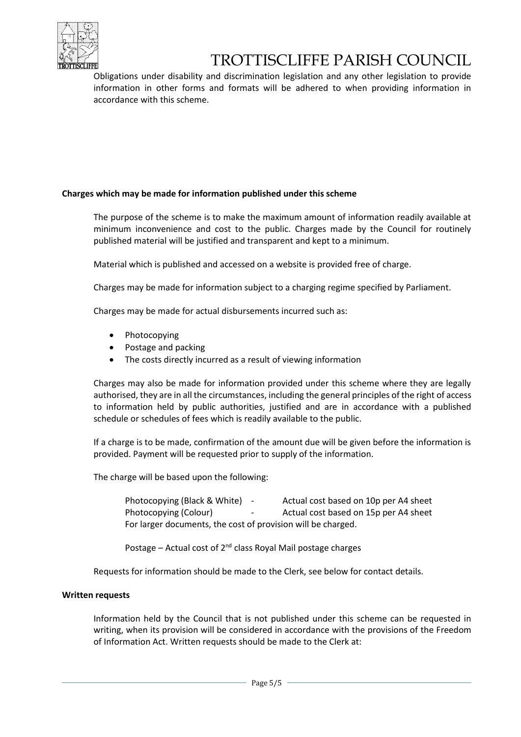Obligations under disability and discrimination legislation and any other legislation to provide information in other forms and formats will be adhered to when providing information in accordance with this scheme.

**Charges which may be made for information published under this scheme**

The purpose of the scheme is to make the maximum amount of information readily available at minimum inconvenience and cost to the public. Charges made by the Council for routinely published material will be justified and transparent and kept to a minimum.

Material which is published and accessed on a website is provided free of charge.

Charges may be made for information subject to a charging regime specified by Parliament.

Charges may be made for actual disbursements incurred such as:

- Photocopying
- Postage and packing
- The costs directly incurred as a result of viewing information

Charges may also be made for information provided under this scheme where they are legally authorised, they are in all the circumstances, including the general principles of the right of access to information held by public authorities, justified and are in accordance with a published schedule or schedules of fees which is readily available to the public.

If a charge is to be made, confirmation of the amount due will be given before the information is provided. Payment will be requested prior to supply of the information.

The charge will be based upon the following:

Photocopying (Black & White) - Actual cost based on 10p per A4 sheet
Photocopying (Colour) - Actual cost based on 15p per A4 sheet
For larger documents, the cost of provision will be charged.

Postage – Actual cost of 2nd class Royal Mail postage charges

Requests for information should be made to the Clerk, see below for contact details.

**Written requests**

Information held by the Council that is not published under this scheme can be requested in writing, when its provision will be considered in accordance with the provisions of the Freedom of Information Act. Written requests should be made to the Clerk at: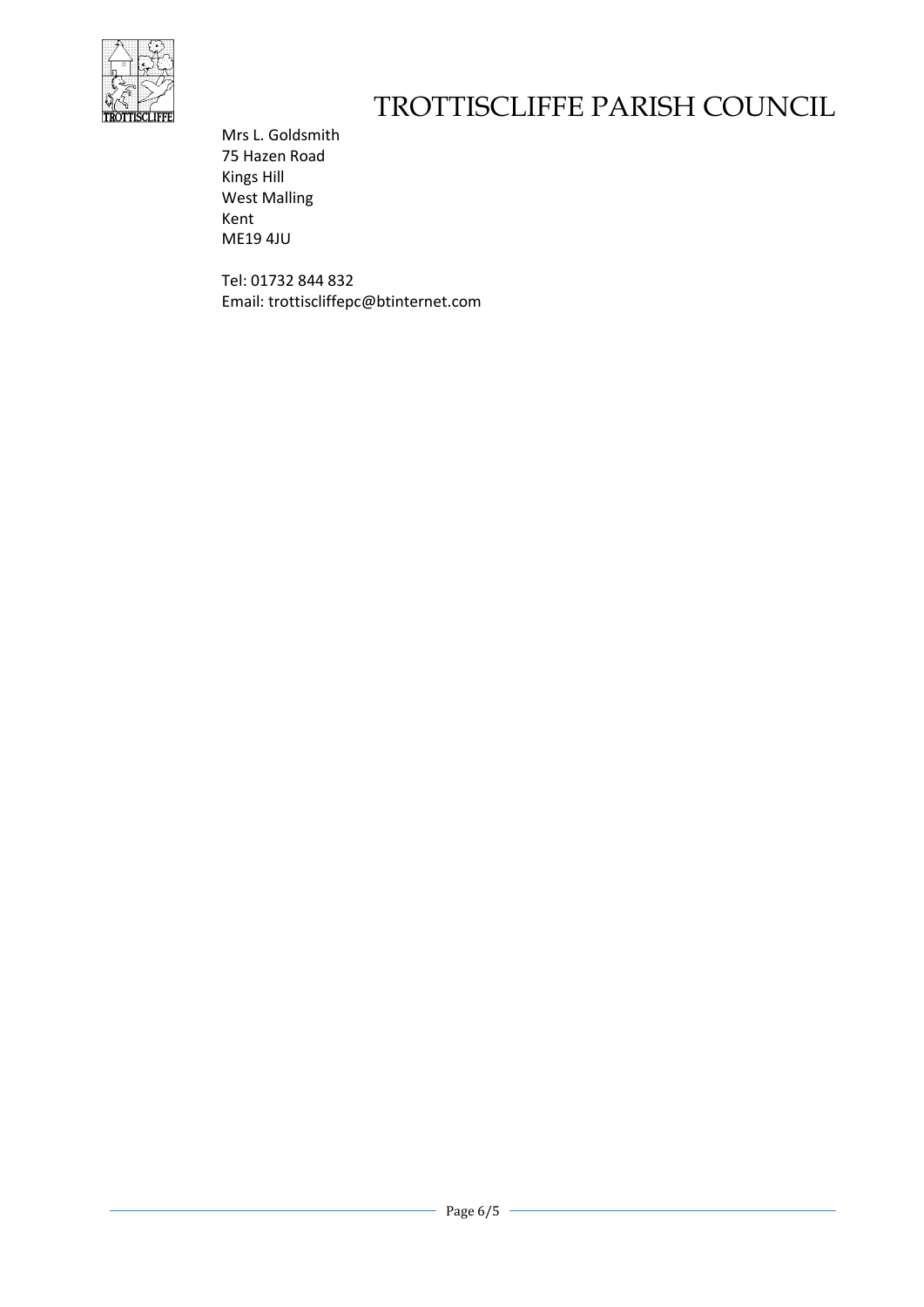# TROTTISCLIFFE PARISH COUNCIL

Mrs L. Goldsmith
75 Hazen Road
Kings Hill
West Malling
Kent
ME19 4JU

Tel: 01732 844 832
Email: trottiscliffepc@btinternet.com